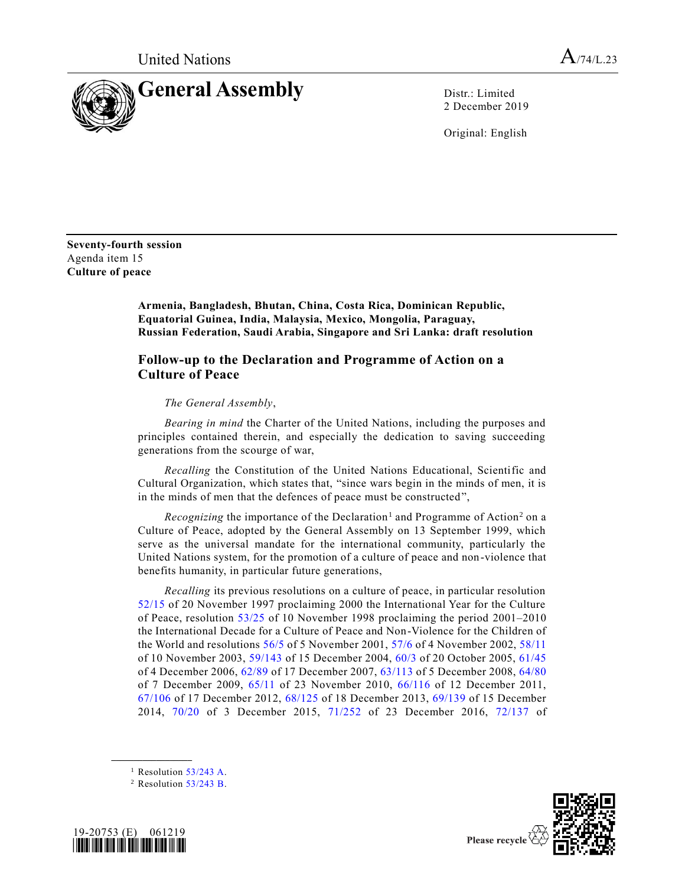United Nations

A/74/L.23

# General Assembly

Distr.: Limited
2 December 2019

Original: English

**Seventy-fourth session**
Agenda item 15
**Culture of peace**

**Armenia, Bangladesh, Bhutan, China, Costa Rica, Dominican Republic, Equatorial Guinea, India, Malaysia, Mexico, Mongolia, Paraguay, Russian Federation, Saudi Arabia, Singapore and Sri Lanka: draft resolution**

## Follow-up to the Declaration and Programme of Action on a Culture of Peace

*The General Assembly*,

*Bearing in mind* the Charter of the United Nations, including the purposes and principles contained therein, and especially the dedication to saving succeeding generations from the scourge of war,

*Recalling* the Constitution of the United Nations Educational, Scientific and Cultural Organization, which states that, "since wars begin in the minds of men, it is in the minds of men that the defences of peace must be constructed",

*Recognizing* the importance of the Declaration[1] and Programme of Action[2] on a Culture of Peace, adopted by the General Assembly on 13 September 1999, which serve as the universal mandate for the international community, particularly the United Nations system, for the promotion of a culture of peace and non-violence that benefits humanity, in particular future generations,

*Recalling* its previous resolutions on a culture of peace, in particular resolution 52/15 of 20 November 1997 proclaiming 2000 the International Year for the Culture of Peace, resolution 53/25 of 10 November 1998 proclaiming the period 2001–2010 the International Decade for a Culture of Peace and Non-Violence for the Children of the World and resolutions 56/5 of 5 November 2001, 57/6 of 4 November 2002, 58/11 of 10 November 2003, 59/143 of 15 December 2004, 60/3 of 20 October 2005, 61/45 of 4 December 2006, 62/89 of 17 December 2007, 63/113 of 5 December 2008, 64/80 of 7 December 2009, 65/11 of 23 November 2010, 66/116 of 12 December 2011, 67/106 of 17 December 2012, 68/125 of 18 December 2013, 69/139 of 15 December 2014, 70/20 of 3 December 2015, 71/252 of 23 December 2016, 72/137 of

[1] Resolution 53/243 A.

[2] Resolution 53/243 B.

19-20753 (E) 061219

Please recycle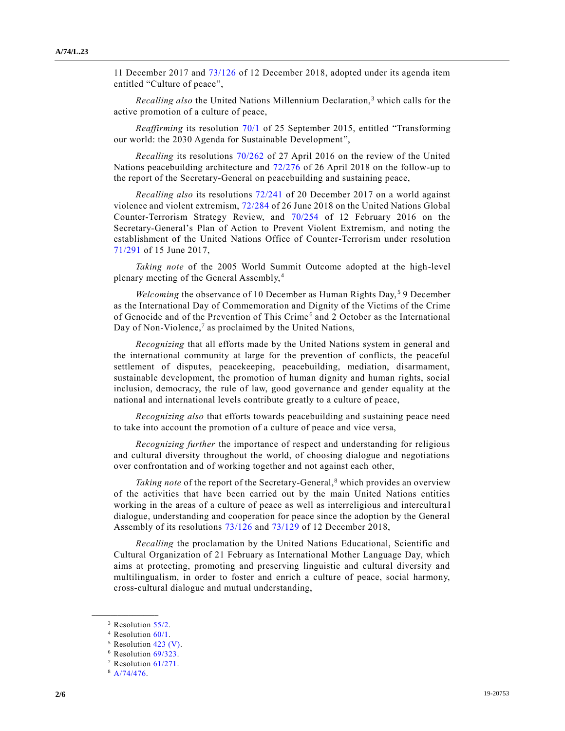11 December 2017 and 73/126 of 12 December 2018, adopted under its agenda item entitled "Culture of peace",

*Recalling also* the United Nations Millennium Declaration,[3] which calls for the active promotion of a culture of peace,

*Reaffirming* its resolution 70/1 of 25 September 2015, entitled "Transforming our world: the 2030 Agenda for Sustainable Development",

*Recalling* its resolutions 70/262 of 27 April 2016 on the review of the United Nations peacebuilding architecture and 72/276 of 26 April 2018 on the follow-up to the report of the Secretary-General on peacebuilding and sustaining peace,

*Recalling also* its resolutions 72/241 of 20 December 2017 on a world against violence and violent extremism, 72/284 of 26 June 2018 on the United Nations Global Counter-Terrorism Strategy Review, and 70/254 of 12 February 2016 on the Secretary-General's Plan of Action to Prevent Violent Extremism, and noting the establishment of the United Nations Office of Counter-Terrorism under resolution 71/291 of 15 June 2017,

*Taking note* of the 2005 World Summit Outcome adopted at the high-level plenary meeting of the General Assembly,[4]

*Welcoming* the observance of 10 December as Human Rights Day,[5] 9 December as the International Day of Commemoration and Dignity of the Victims of the Crime of Genocide and of the Prevention of This Crime[6] and 2 October as the International Day of Non-Violence,[7] as proclaimed by the United Nations,

*Recognizing* that all efforts made by the United Nations system in general and the international community at large for the prevention of conflicts, the peaceful settlement of disputes, peacekeeping, peacebuilding, mediation, disarmament, sustainable development, the promotion of human dignity and human rights, social inclusion, democracy, the rule of law, good governance and gender equality at the national and international levels contribute greatly to a culture of peace,

*Recognizing also* that efforts towards peacebuilding and sustaining peace need to take into account the promotion of a culture of peace and vice versa,

*Recognizing further* the importance of respect and understanding for religious and cultural diversity throughout the world, of choosing dialogue and negotiations over confrontation and of working together and not against each other,

*Taking note* of the report of the Secretary-General,[8] which provides an overview of the activities that have been carried out by the main United Nations entities working in the areas of a culture of peace as well as interreligious and intercultural dialogue, understanding and cooperation for peace since the adoption by the General Assembly of its resolutions 73/126 and 73/129 of 12 December 2018,

*Recalling* the proclamation by the United Nations Educational, Scientific and Cultural Organization of 21 February as International Mother Language Day, which aims at protecting, promoting and preserving linguistic and cultural diversity and multilingualism, in order to foster and enrich a culture of peace, social harmony, cross-cultural dialogue and mutual understanding,

---

[3] Resolution 55/2.

[4] Resolution 60/1.

[5] Resolution 423 (V).

[6] Resolution 69/323.

[7] Resolution 61/271.

[8] A/74/476.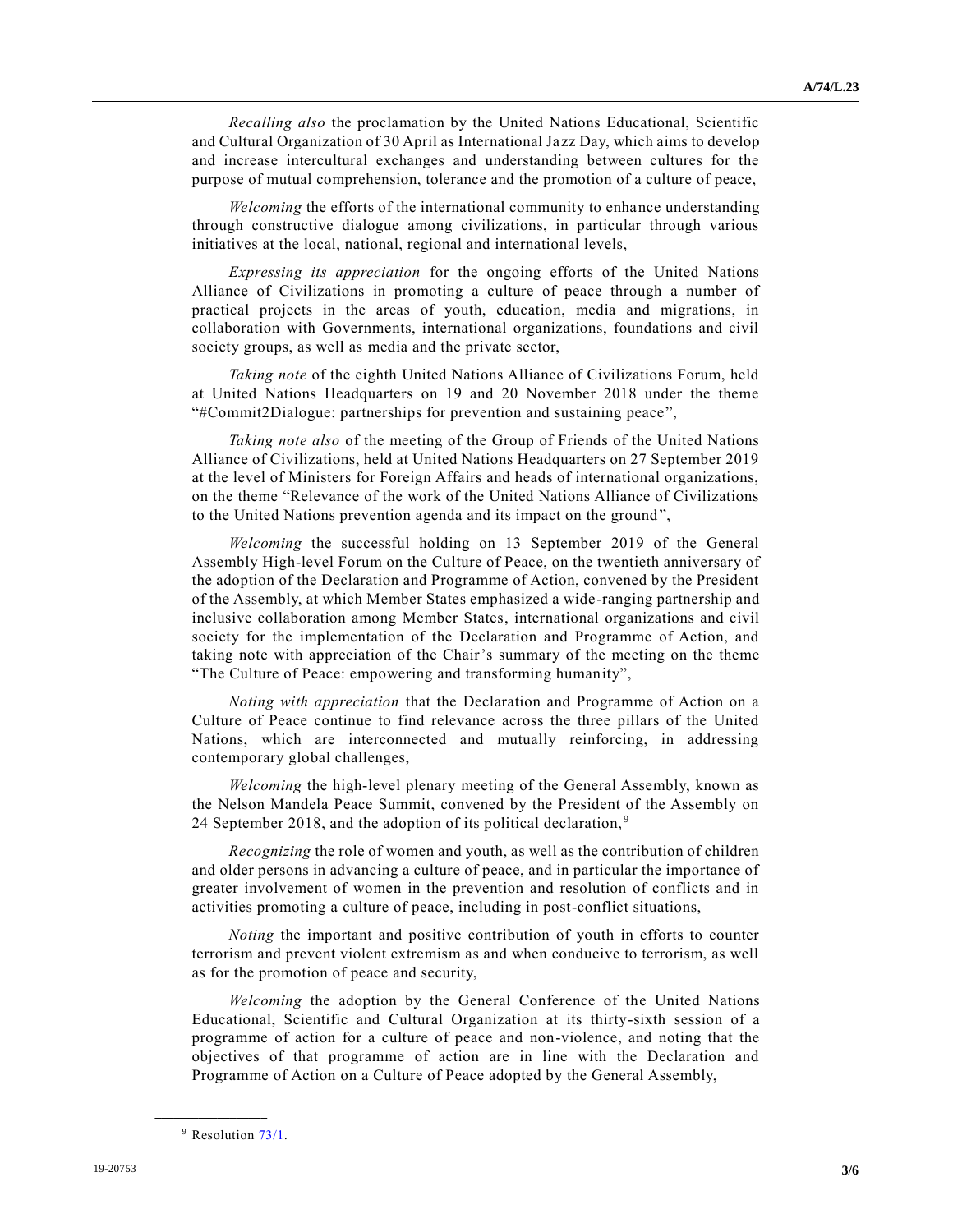*Recalling also* the proclamation by the United Nations Educational, Scientific and Cultural Organization of 30 April as International Jazz Day, which aims to develop and increase intercultural exchanges and understanding between cultures for the purpose of mutual comprehension, tolerance and the promotion of a culture of peace,

*Welcoming* the efforts of the international community to enhance understanding through constructive dialogue among civilizations, in particular through various initiatives at the local, national, regional and international levels,

*Expressing its appreciation* for the ongoing efforts of the United Nations Alliance of Civilizations in promoting a culture of peace through a number of practical projects in the areas of youth, education, media and migrations, in collaboration with Governments, international organizations, foundations and civil society groups, as well as media and the private sector,

*Taking note* of the eighth United Nations Alliance of Civilizations Forum, held at United Nations Headquarters on 19 and 20 November 2018 under the theme "#Commit2Dialogue: partnerships for prevention and sustaining peace",

*Taking note also* of the meeting of the Group of Friends of the United Nations Alliance of Civilizations, held at United Nations Headquarters on 27 September 2019 at the level of Ministers for Foreign Affairs and heads of international organizations, on the theme "Relevance of the work of the United Nations Alliance of Civilizations to the United Nations prevention agenda and its impact on the ground",

*Welcoming* the successful holding on 13 September 2019 of the General Assembly High-level Forum on the Culture of Peace, on the twentieth anniversary of the adoption of the Declaration and Programme of Action, convened by the President of the Assembly, at which Member States emphasized a wide-ranging partnership and inclusive collaboration among Member States, international organizations and civil society for the implementation of the Declaration and Programme of Action, and taking note with appreciation of the Chair's summary of the meeting on the theme "The Culture of Peace: empowering and transforming humanity",

*Noting with appreciation* that the Declaration and Programme of Action on a Culture of Peace continue to find relevance across the three pillars of the United Nations, which are interconnected and mutually reinforcing, in addressing contemporary global challenges,

*Welcoming* the high-level plenary meeting of the General Assembly, known as the Nelson Mandela Peace Summit, convened by the President of the Assembly on 24 September 2018, and the adoption of its political declaration,[9]

*Recognizing* the role of women and youth, as well as the contribution of children and older persons in advancing a culture of peace, and in particular the importance of greater involvement of women in the prevention and resolution of conflicts and in activities promoting a culture of peace, including in post-conflict situations,

*Noting* the important and positive contribution of youth in efforts to counter terrorism and prevent violent extremism as and when conducive to terrorism, as well as for the promotion of peace and security,

*Welcoming* the adoption by the General Conference of the United Nations Educational, Scientific and Cultural Organization at its thirty-sixth session of a programme of action for a culture of peace and non-violence, and noting that the objectives of that programme of action are in line with the Declaration and Programme of Action on a Culture of Peace adopted by the General Assembly,

---

[9] Resolution 73/1.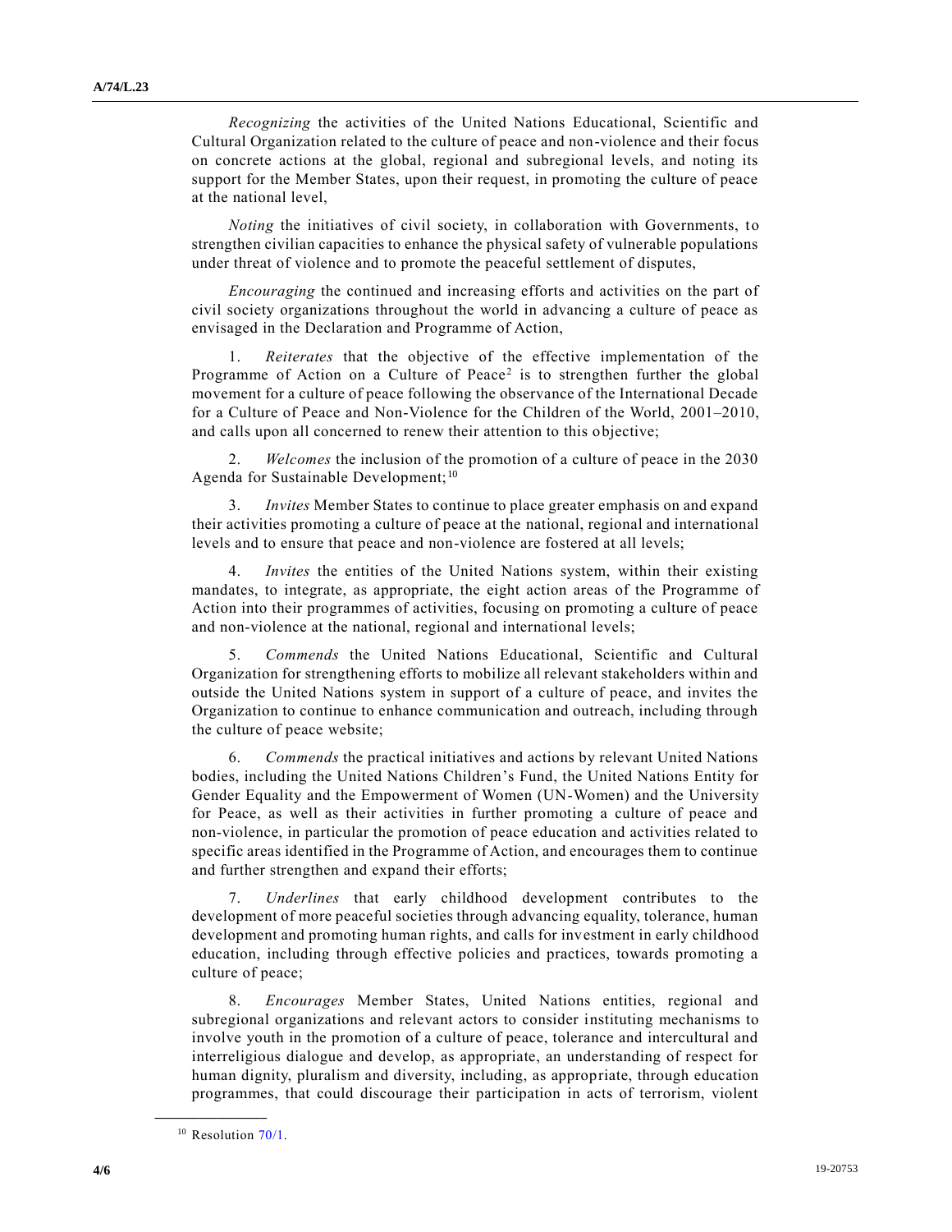*Recognizing* the activities of the United Nations Educational, Scientific and Cultural Organization related to the culture of peace and non-violence and their focus on concrete actions at the global, regional and subregional levels, and noting its support for the Member States, upon their request, in promoting the culture of peace at the national level,

*Noting* the initiatives of civil society, in collaboration with Governments, to strengthen civilian capacities to enhance the physical safety of vulnerable populations under threat of violence and to promote the peaceful settlement of disputes,

*Encouraging* the continued and increasing efforts and activities on the part of civil society organizations throughout the world in advancing a culture of peace as envisaged in the Declaration and Programme of Action,

1. *Reiterates* that the objective of the effective implementation of the Programme of Action on a Culture of Peace[2] is to strengthen further the global movement for a culture of peace following the observance of the International Decade for a Culture of Peace and Non-Violence for the Children of the World, 2001–2010, and calls upon all concerned to renew their attention to this objective;

2. *Welcomes* the inclusion of the promotion of a culture of peace in the 2030 Agenda for Sustainable Development;[10]

3. *Invites* Member States to continue to place greater emphasis on and expand their activities promoting a culture of peace at the national, regional and international levels and to ensure that peace and non-violence are fostered at all levels;

4. *Invites* the entities of the United Nations system, within their existing mandates, to integrate, as appropriate, the eight action areas of the Programme of Action into their programmes of activities, focusing on promoting a culture of peace and non-violence at the national, regional and international levels;

5. *Commends* the United Nations Educational, Scientific and Cultural Organization for strengthening efforts to mobilize all relevant stakeholders within and outside the United Nations system in support of a culture of peace, and invites the Organization to continue to enhance communication and outreach, including through the culture of peace website;

6. *Commends* the practical initiatives and actions by relevant United Nations bodies, including the United Nations Children's Fund, the United Nations Entity for Gender Equality and the Empowerment of Women (UN-Women) and the University for Peace, as well as their activities in further promoting a culture of peace and non-violence, in particular the promotion of peace education and activities related to specific areas identified in the Programme of Action, and encourages them to continue and further strengthen and expand their efforts;

7. *Underlines* that early childhood development contributes to the development of more peaceful societies through advancing equality, tolerance, human development and promoting human rights, and calls for investment in early childhood education, including through effective policies and practices, towards promoting a culture of peace;

8. *Encourages* Member States, United Nations entities, regional and subregional organizations and relevant actors to consider instituting mechanisms to involve youth in the promotion of a culture of peace, tolerance and intercultural and interreligious dialogue and develop, as appropriate, an understanding of respect for human dignity, pluralism and diversity, including, as appropriate, through education programmes, that could discourage their participation in acts of terrorism, violent

---

[10] Resolution 70/1.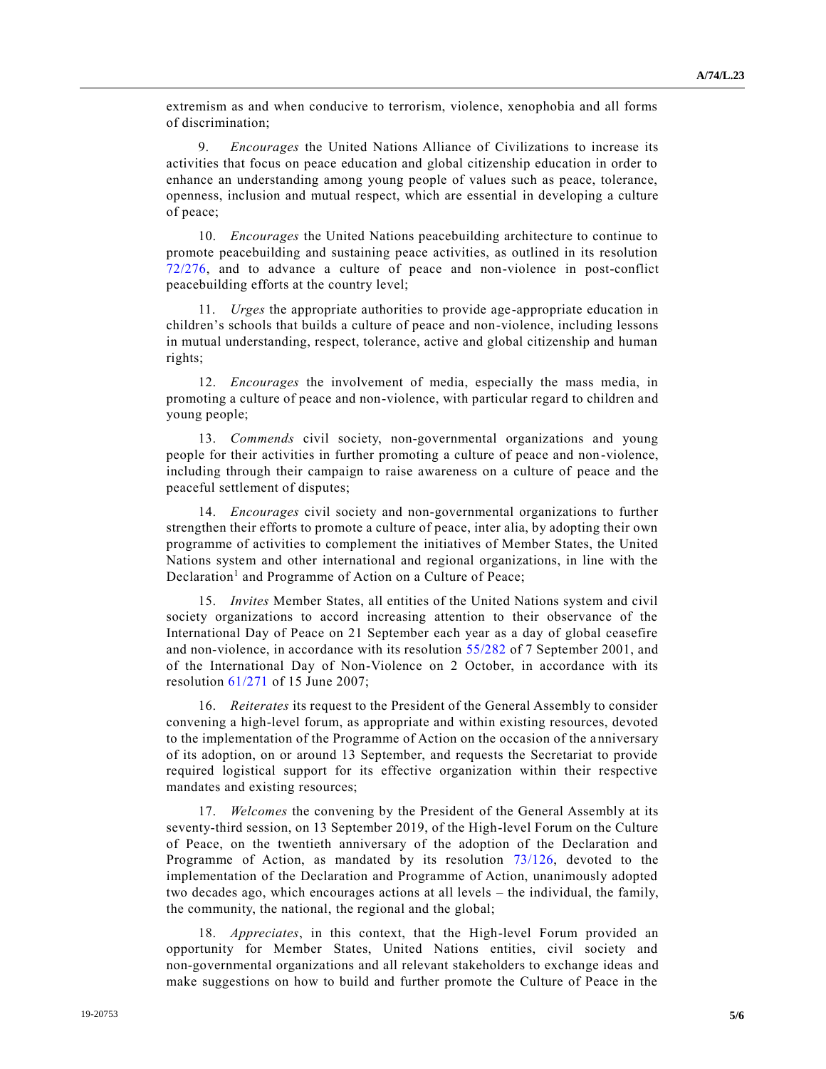extremism as and when conducive to terrorism, violence, xenophobia and all forms of discrimination;

9. *Encourages* the United Nations Alliance of Civilizations to increase its activities that focus on peace education and global citizenship education in order to enhance an understanding among young people of values such as peace, tolerance, openness, inclusion and mutual respect, which are essential in developing a culture of peace;

10. *Encourages* the United Nations peacebuilding architecture to continue to promote peacebuilding and sustaining peace activities, as outlined in its resolution 72/276, and to advance a culture of peace and non-violence in post-conflict peacebuilding efforts at the country level;

11. *Urges* the appropriate authorities to provide age-appropriate education in children's schools that builds a culture of peace and non-violence, including lessons in mutual understanding, respect, tolerance, active and global citizenship and human rights;

12. *Encourages* the involvement of media, especially the mass media, in promoting a culture of peace and non-violence, with particular regard to children and young people;

13. *Commends* civil society, non-governmental organizations and young people for their activities in further promoting a culture of peace and non-violence, including through their campaign to raise awareness on a culture of peace and the peaceful settlement of disputes;

14. *Encourages* civil society and non-governmental organizations to further strengthen their efforts to promote a culture of peace, inter alia, by adopting their own programme of activities to complement the initiatives of Member States, the United Nations system and other international and regional organizations, in line with the Declaration[1] and Programme of Action on a Culture of Peace;

15. *Invites* Member States, all entities of the United Nations system and civil society organizations to accord increasing attention to their observance of the International Day of Peace on 21 September each year as a day of global ceasefire and non-violence, in accordance with its resolution 55/282 of 7 September 2001, and of the International Day of Non-Violence on 2 October, in accordance with its resolution 61/271 of 15 June 2007;

16. *Reiterates* its request to the President of the General Assembly to consider convening a high-level forum, as appropriate and within existing resources, devoted to the implementation of the Programme of Action on the occasion of the anniversary of its adoption, on or around 13 September, and requests the Secretariat to provide required logistical support for its effective organization within their respective mandates and existing resources;

17. *Welcomes* the convening by the President of the General Assembly at its seventy-third session, on 13 September 2019, of the High-level Forum on the Culture of Peace, on the twentieth anniversary of the adoption of the Declaration and Programme of Action, as mandated by its resolution 73/126, devoted to the implementation of the Declaration and Programme of Action, unanimously adopted two decades ago, which encourages actions at all levels – the individual, the family, the community, the national, the regional and the global;

18. *Appreciates*, in this context, that the High-level Forum provided an opportunity for Member States, United Nations entities, civil society and non-governmental organizations and all relevant stakeholders to exchange ideas and make suggestions on how to build and further promote the Culture of Peace in the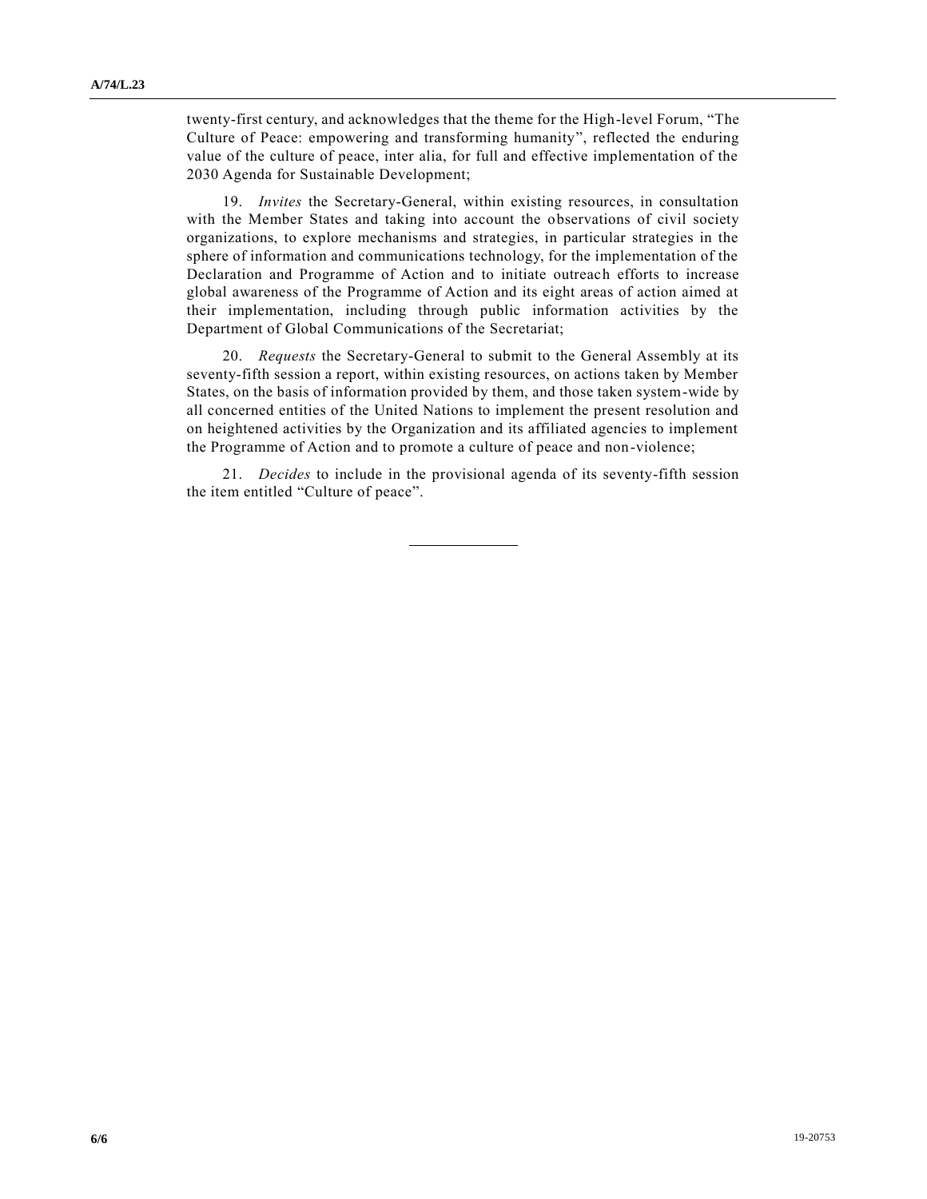twenty-first century, and acknowledges that the theme for the High-level Forum, "The Culture of Peace: empowering and transforming humanity", reflected the enduring value of the culture of peace, inter alia, for full and effective implementation of the 2030 Agenda for Sustainable Development;

19. *Invites* the Secretary-General, within existing resources, in consultation with the Member States and taking into account the observations of civil society organizations, to explore mechanisms and strategies, in particular strategies in the sphere of information and communications technology, for the implementation of the Declaration and Programme of Action and to initiate outreach efforts to increase global awareness of the Programme of Action and its eight areas of action aimed at their implementation, including through public information activities by the Department of Global Communications of the Secretariat;

20. *Requests* the Secretary-General to submit to the General Assembly at its seventy-fifth session a report, within existing resources, on actions taken by Member States, on the basis of information provided by them, and those taken system-wide by all concerned entities of the United Nations to implement the present resolution and on heightened activities by the Organization and its affiliated agencies to implement the Programme of Action and to promote a culture of peace and non-violence;

21. *Decides* to include in the provisional agenda of its seventy-fifth session the item entitled "Culture of peace".